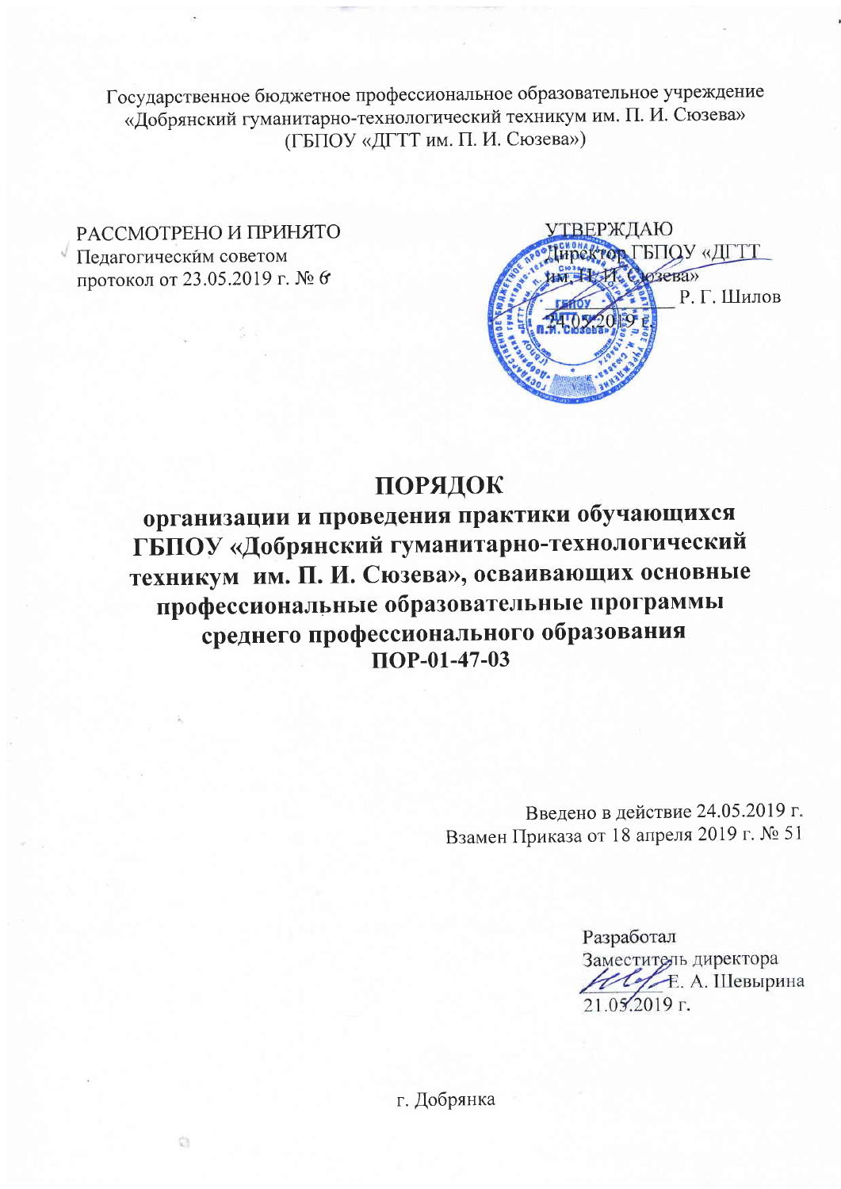Государственное бюджетное профессиональное образовательное учреждение «Добрянский гуманитарно-технологический техникум им. П. И. Сюзева» (ГБПОУ «ДГТТ им. П. И. Сюзева»)

РАССМОТРЕНО И ПРИНЯТО
Педагогическим советом
протокол от 23.05.2019 г. № 6

УТВЕРЖДАЮ
Директор ГБПОУ «ДГТТ им. П. И. Сюзева»
\_\_\_\_\_\_\_\_\_\_ Р. Г. Шилов
24.05.2019 г.

# ПОРЯДОК
## организации и проведения практики обучающихся ГБПОУ «Добрянский гуманитарно-технологический техникум им. П. И. Сюзева», осваивающих основные профессиональные образовательные программы среднего профессионального образования
## ПОР-01-47-03

Введено в действие 24.05.2019 г.
Взамен Приказа от 18 апреля 2019 г. № 51

Разработал
Заместитель директора
\_\_\_\_\_\_\_\_\_\_ Е. А. Шевырина
21.05.2019 г.

г. Добрянка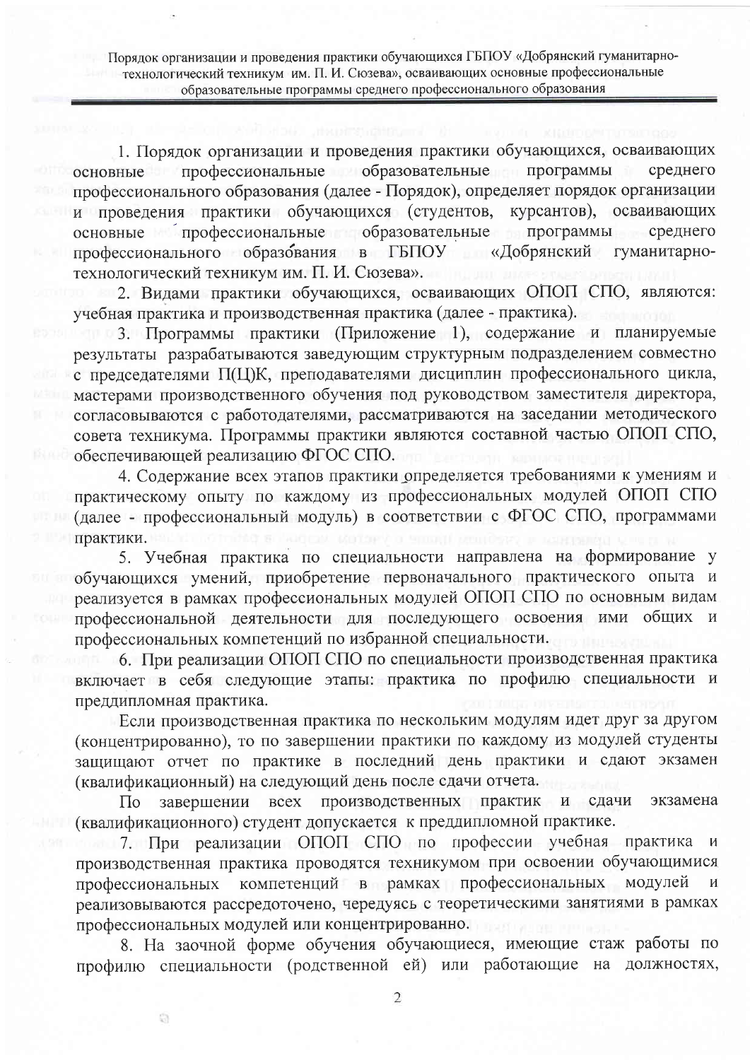1. Порядок организации и проведения практики обучающихся, осваивающих основные профессиональные образовательные программы среднего профессионального образования (далее - Порядок), определяет порядок организации и проведения практики обучающихся (студентов, курсантов), осваивающих основные профессиональные образовательные программы среднего профессионального образования в ГБПОУ «Добрянский гуманитарно-технологический техникум им. П. И. Сюзева».

2. Видами практики обучающихся, осваивающих ОПОП СПО, являются: учебная практика и производственная практика (далее - практика).

3. Программы практики (Приложение 1), содержание и планируемые результаты разрабатываются заведующим структурным подразделением совместно с председателями П(Ц)К, преподавателями дисциплин профессионального цикла, мастерами производственного обучения под руководством заместителя директора, согласовываются с работодателями, рассматриваются на заседании методического совета техникума. Программы практики являются составной частью ОПОП СПО, обеспечивающей реализацию ФГОС СПО.

4. Содержание всех этапов практики определяется требованиями к умениям и практическому опыту по каждому из профессиональных модулей ОПОП СПО (далее - профессиональный модуль) в соответствии с ФГОС СПО, программами практики.

5. Учебная практика по специальности направлена на формирование у обучающихся умений, приобретение первоначального практического опыта и реализуется в рамках профессиональных модулей ОПОП СПО по основным видам профессиональной деятельности для последующего освоения ими общих и профессиональных компетенций по избранной специальности.

6. При реализации ОПОП СПО по специальности производственная практика включает в себя следующие этапы: практика по профилю специальности и преддипломная практика.

Если производственная практика по нескольким модулям идет друг за другом (концентрированно), то по завершении практики по каждому из модулей студенты защищают отчет по практике в последний день практики и сдают экзамен (квалификационный) на следующий день после сдачи отчета.

По завершении всех производственных практик и сдачи экзамена (квалификационного) студент допускается к преддипломной практике.

7. При реализации ОПОП СПО по профессии учебная практика и производственная практика проводятся техникумом при освоении обучающимися профессиональных компетенций в рамках профессиональных модулей и реализовываются рассредоточено, чередуясь с теоретическими занятиями в рамках профессиональных модулей или концентрированно.

8. На заочной форме обучения обучающиеся, имеющие стаж работы по профилю специальности (родственной ей) или работающие на должностях,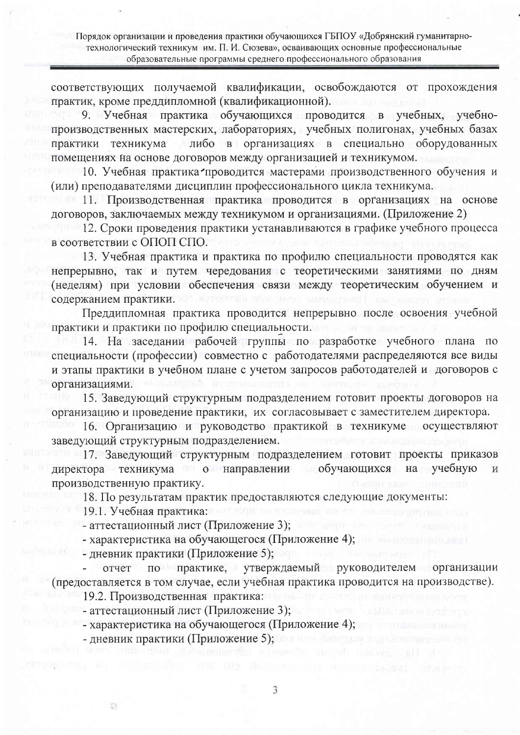соответствующих получаемой квалификации, освобождаются от прохождения практик, кроме преддипломной (квалификационной).

9. Учебная практика обучающихся проводится в учебных, учебно-производственных мастерских, лабораториях, учебных полигонах, учебных базах практики техникума либо в организациях в специально оборудованных помещениях на основе договоров между организацией и техникумом.

10. Учебная практика проводится мастерами производственного обучения и (или) преподавателями дисциплин профессионального цикла техникума.

11. Производственная практика проводится в организациях на основе договоров, заключаемых между техникумом и организациями. (Приложение 2)

12. Сроки проведения практики устанавливаются в графике учебного процесса в соответствии с ОПОП СПО.

13. Учебная практика и практика по профилю специальности проводятся как непрерывно, так и путем чередования с теоретическими занятиями по дням (неделям) при условии обеспечения связи между теоретическим обучением и содержанием практики.

Преддипломная практика проводится непрерывно после освоения учебной практики и практики по профилю специальности.

14. На заседании рабочей группы по разработке учебного плана по специальности (профессии) совместно с работодателями распределяются все виды и этапы практики в учебном плане с учетом запросов работодателей и договоров с организациями.

15. Заведующий структурным подразделением готовит проекты договоров на организацию и проведение практики, их согласовывает с заместителем директора.

16. Организацию и руководство практикой в техникуме осуществляют заведующий структурным подразделением.

17. Заведующий структурным подразделением готовит проекты приказов директора техникума о направлении обучающихся на учебную и производственную практику.

18. По результатам практик предоставляются следующие документы:

19.1. Учебная практика:

- аттестационный лист (Приложение 3);
- характеристика на обучающегося (Приложение 4);
- дневник практики (Приложение 5);
- отчет по практике, утверждаемый руководителем организации (предоставляется в том случае, если учебная практика проводится на производстве).

19.2. Производственная практика:

- аттестационный лист (Приложение 3);
- характеристика на обучающегося (Приложение 4);
- дневник практики (Приложение 5);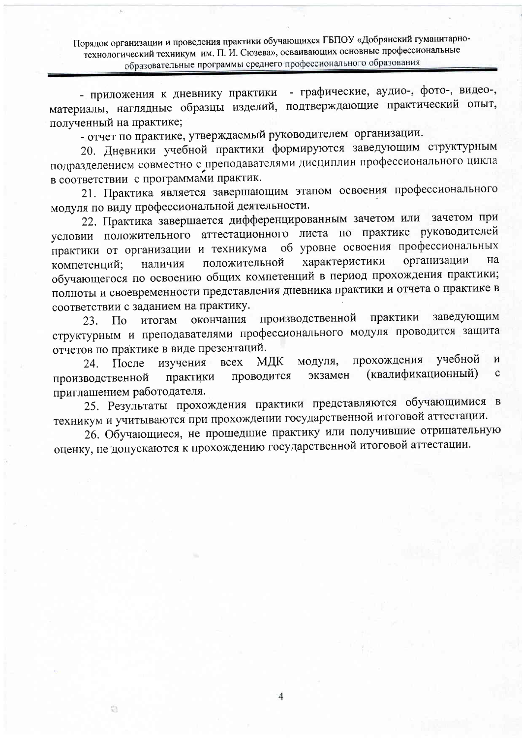- приложения к дневнику практики - графические, аудио-, фото-, видео-, материалы, наглядные образцы изделий, подтверждающие практический опыт, полученный на практике;

- отчет по практике, утверждаемый руководителем организации.

20. Дневники учебной практики формируются заведующим структурным подразделением совместно с преподавателями дисциплин профессионального цикла в соответствии с программами практик.

21. Практика является завершающим этапом освоения профессионального модуля по виду профессиональной деятельности.

22. Практика завершается дифференцированным зачетом или зачетом при условии положительного аттестационного листа по практике руководителей практики от организации и техникума об уровне освоения профессиональных компетенций; наличия положительной характеристики организации на обучающегося по освоению общих компетенций в период прохождения практики; полноты и своевременности представления дневника практики и отчета о практике в соответствии с заданием на практику.

23. По итогам окончания производственной практики заведующим структурным и преподавателями профессионального модуля проводится защита отчетов по практике в виде презентаций.

24. После изучения всех МДК модуля, прохождения учебной и производственной практики проводится экзамен (квалификационный) с приглашением работодателя.

25. Результаты прохождения практики представляются обучающимися в техникум и учитываются при прохождении государственной итоговой аттестации.

26. Обучающиеся, не прошедшие практику или получившие отрицательную оценку, не допускаются к прохождению государственной итоговой аттестации.